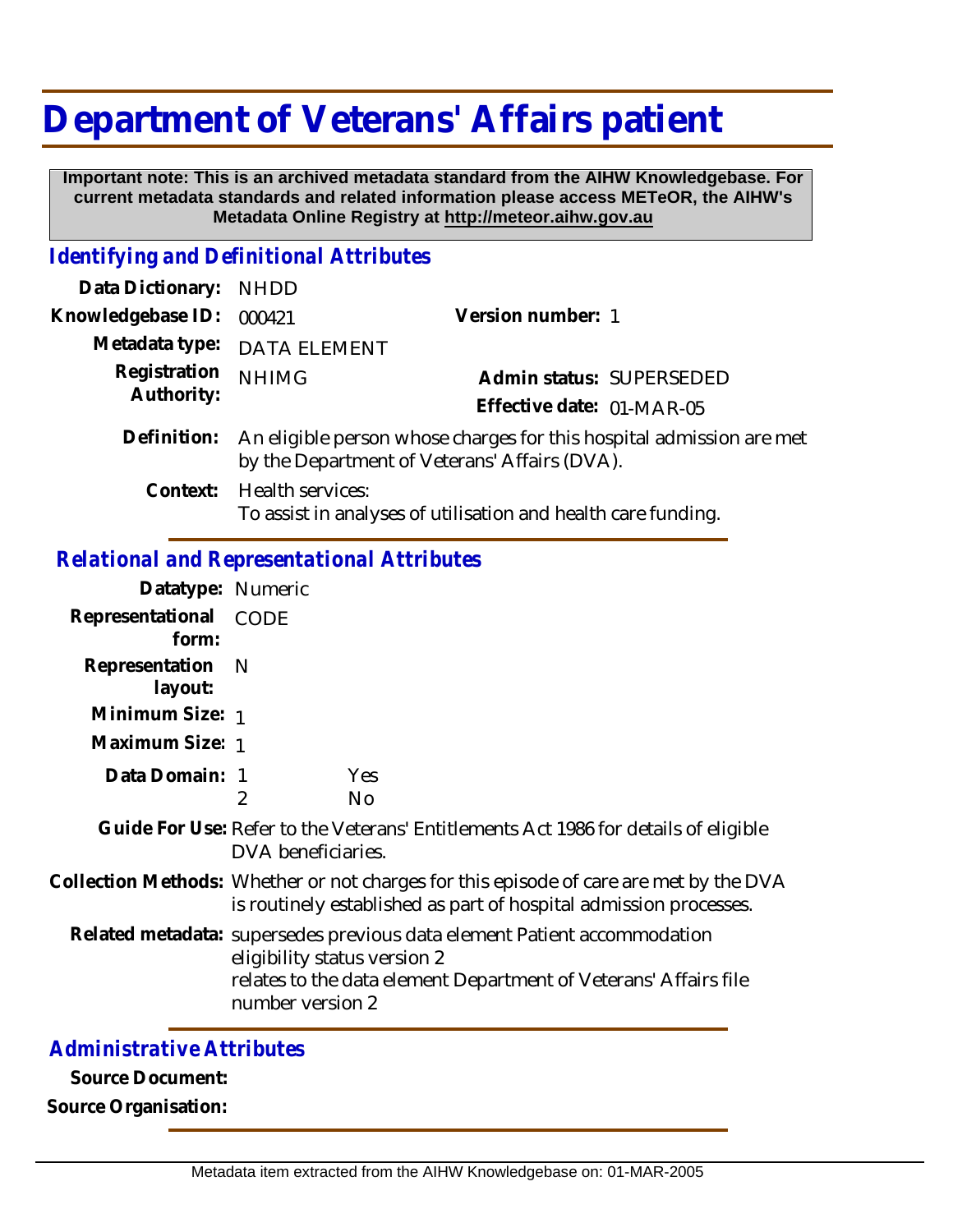# Department of Veterans' Affairs patient

**Important note: This is an archived metadata standard from the AIHW Knowledgebase. For current metadata standards and related information please access METeOR, the AIHW's Metadata Online Registry at http://meteor.aihw.gov.au**

## *Identifying and Definitional Attributes*

**Data Dictionary:** NHDD

**Knowledgebase ID:** 000421 **Version number:** 1

**Metadata type:** DATA ELEMENT

**Registration Authority:** NHIMG **Admin status:** SUPERSEDED

**Effective date:** 01-MAR-05

**Definition:** An eligible person whose charges for this hospital admission are met by the Department of Veterans' Affairs (DVA).

**Context:** Health services:
To assist in analyses of utilisation and health care funding.

## *Relational and Representational Attributes*

**Datatype:** Numeric

**Representational form:** CODE

**Representation layout:** N

**Minimum Size:** 1

**Maximum Size:** 1

**Data Domain:**

| | |
|---|---|
| 1 | Yes |
| 2 | No |

**Guide For Use:** Refer to the Veterans' Entitlements Act 1986 for details of eligible DVA beneficiaries.

**Collection Methods:** Whether or not charges for this episode of care are met by the DVA is routinely established as part of hospital admission processes.

**Related metadata:** supersedes previous data element Patient accommodation eligibility status version 2
relates to the data element Department of Veterans' Affairs file number version 2

## *Administrative Attributes*

**Source Document:**

**Source Organisation:**

Metadata item extracted from the AIHW Knowledgebase on: 01-MAR-2005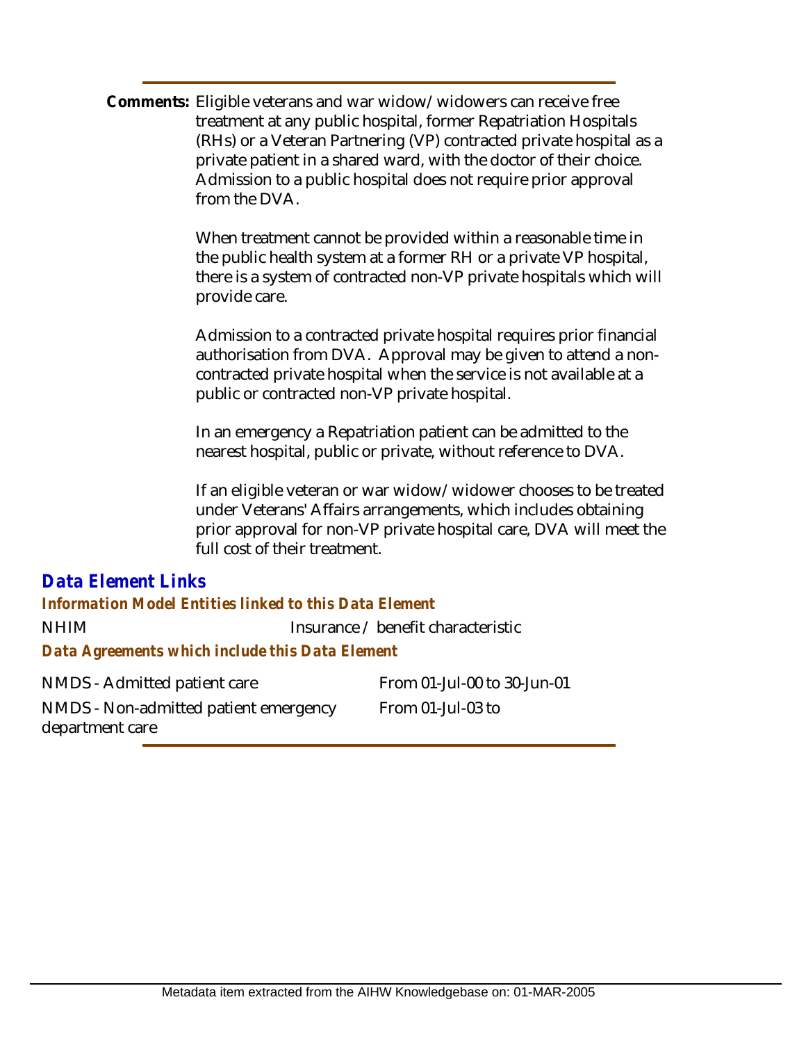**Comments:** Eligible veterans and war widow/widowers can receive free treatment at any public hospital, former Repatriation Hospitals (RHs) or a Veteran Partnering (VP) contracted private hospital as a private patient in a shared ward, with the doctor of their choice. Admission to a public hospital does not require prior approval from the DVA.

When treatment cannot be provided within a reasonable time in the public health system at a former RH or a private VP hospital, there is a system of contracted non-VP private hospitals which will provide care.

Admission to a contracted private hospital requires prior financial authorisation from DVA. Approval may be given to attend a non-contracted private hospital when the service is not available at a public or contracted non-VP private hospital.

In an emergency a Repatriation patient can be admitted to the nearest hospital, public or private, without reference to DVA.

If an eligible veteran or war widow/widower chooses to be treated under Veterans' Affairs arrangements, which includes obtaining prior approval for non-VP private hospital care, DVA will meet the full cost of their treatment.

## Data Element Links

### Information Model Entities linked to this Data Element

| | |
|---|---|
| NHIM | Insurance / benefit characteristic |

### Data Agreements which include this Data Element

| | |
|---|---|
| NMDS - Admitted patient care | From 01-Jul-00 to 30-Jun-01 |
| NMDS - Non-admitted patient emergency department care | From 01-Jul-03 to |

Metadata item extracted from the AIHW Knowledgebase on: 01-MAR-2005